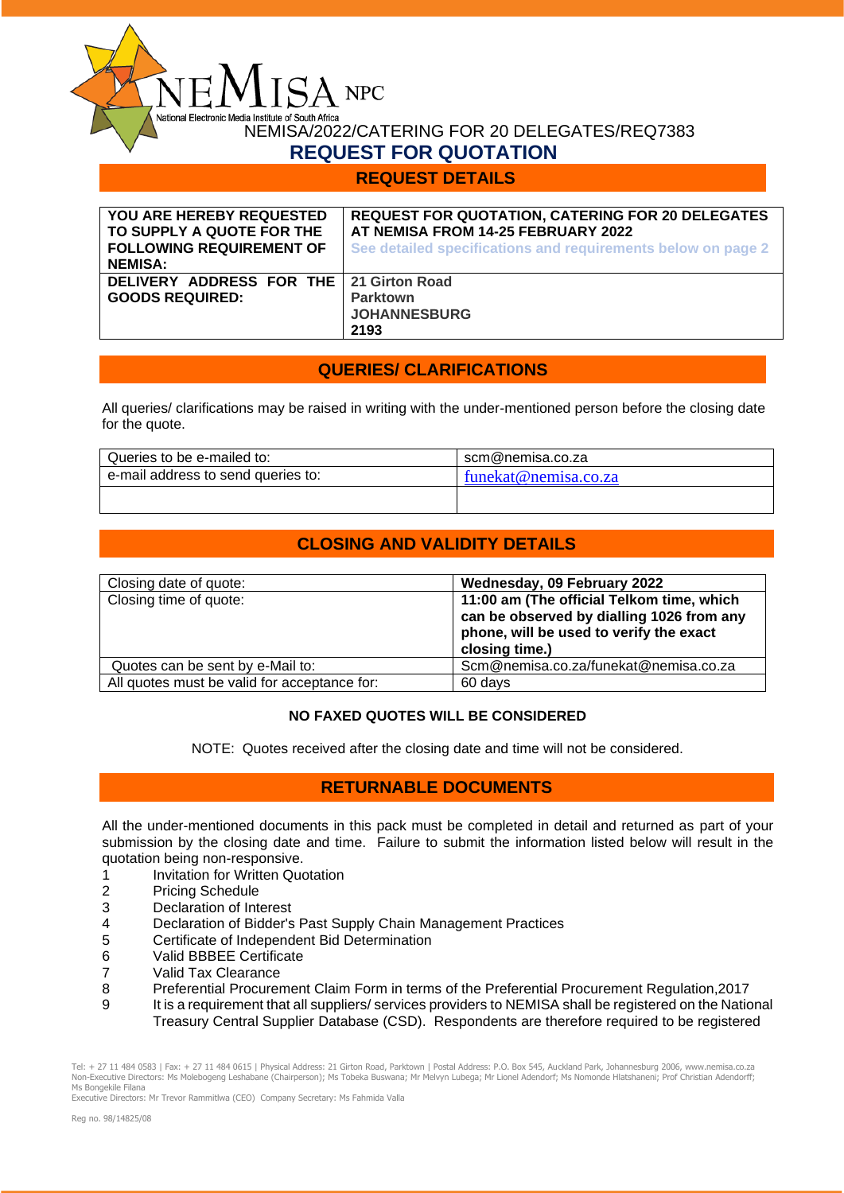NEMISA NPC

National Electronic Media Institute of South Africa

NEMISA/2022/CATERING FOR 20 DELEGATES/REQ7383

# REQUEST FOR QUOTATION

## REQUEST DETAILS

| **YOU ARE HEREBY REQUESTED TO SUPPLY A QUOTE FOR THE FOLLOWING REQUIREMENT OF NEMISA:** | **REQUEST FOR QUOTATION, CATERING FOR 20 DELEGATES AT NEMISA FROM 14-25 FEBRUARY 2022**<br>**See detailed specifications and requirements below on page 2** |
|---|---|
| **DELIVERY ADDRESS FOR THE GOODS REQUIRED:** | **21 Girton Road**<br>**Parktown**<br>**JOHANNESBURG**<br>**2193** |

## QUERIES/ CLARIFICATIONS

All queries/ clarifications may be raised in writing with the under-mentioned person before the closing date for the quote.

| Queries to be e-mailed to: | scm@nemisa.co.za |
|---|---|
| e-mail address to send queries to: | funekat@nemisa.co.za |
| | |

## CLOSING AND VALIDITY DETAILS

| Closing date of quote: | **Wednesday, 09 February 2022** |
|---|---|
| Closing time of quote: | **11:00 am (The official Telkom time, which can be observed by dialling 1026 from any phone, will be used to verify the exact closing time.)** |
| Quotes can be sent by e-Mail to: | Scm@nemisa.co.za/funekat@nemisa.co.za |
| All quotes must be valid for acceptance for: | 60 days |

**NO FAXED QUOTES WILL BE CONSIDERED**

NOTE: Quotes received after the closing date and time will not be considered.

## RETURNABLE DOCUMENTS

All the under-mentioned documents in this pack must be completed in detail and returned as part of your submission by the closing date and time. Failure to submit the information listed below will result in the quotation being non-responsive.

1. Invitation for Written Quotation
2. Pricing Schedule
3. Declaration of Interest
4. Declaration of Bidder's Past Supply Chain Management Practices
5. Certificate of Independent Bid Determination
6. Valid BBBEE Certificate
7. Valid Tax Clearance
8. Preferential Procurement Claim Form in terms of the Preferential Procurement Regulation,2017
9. It is a requirement that all suppliers/ services providers to NEMISA shall be registered on the National Treasury Central Supplier Database (CSD). Respondents are therefore required to be registered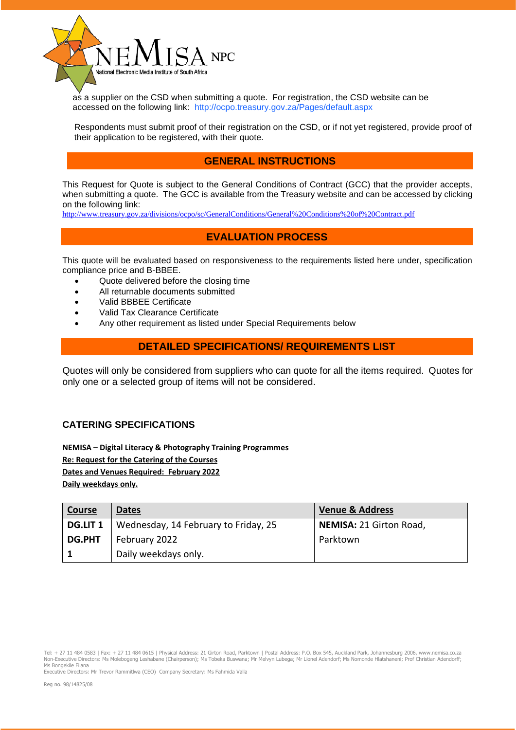as a supplier on the CSD when submitting a quote. For registration, the CSD website can be accessed on the following link: http://ocpo.treasury.gov.za/Pages/default.aspx

Respondents must submit proof of their registration on the CSD, or if not yet registered, provide proof of their application to be registered, with their quote.

## GENERAL INSTRUCTIONS

This Request for Quote is subject to the General Conditions of Contract (GCC) that the provider accepts, when submitting a quote. The GCC is available from the Treasury website and can be accessed by clicking on the following link:
http://www.treasury.gov.za/divisions/ocpo/sc/GeneralConditions/General%20Conditions%20of%20Contract.pdf

## EVALUATION PROCESS

This quote will be evaluated based on responsiveness to the requirements listed here under, specification compliance price and B-BBEE.

- Quote delivered before the closing time
- All returnable documents submitted
- Valid BBBEE Certificate
- Valid Tax Clearance Certificate
- Any other requirement as listed under Special Requirements below

## DETAILED SPECIFICATIONS/ REQUIREMENTS LIST

Quotes will only be considered from suppliers who can quote for all the items required. Quotes for only one or a selected group of items will not be considered.

### CATERING SPECIFICATIONS

**NEMISA – Digital Literacy & Photography Training Programmes**
**Re: Request for the Catering of the Courses**
**Dates and Venues Required: February 2022**
**Daily weekdays only.**

| Course | Dates | Venue & Address |
|---|---|---|
| **DG.LIT 1 DG.PHT 1** | Wednesday, 14 February to Friday, 25 February 2022 Daily weekdays only. | **NEMISA:** 21 Girton Road, Parktown |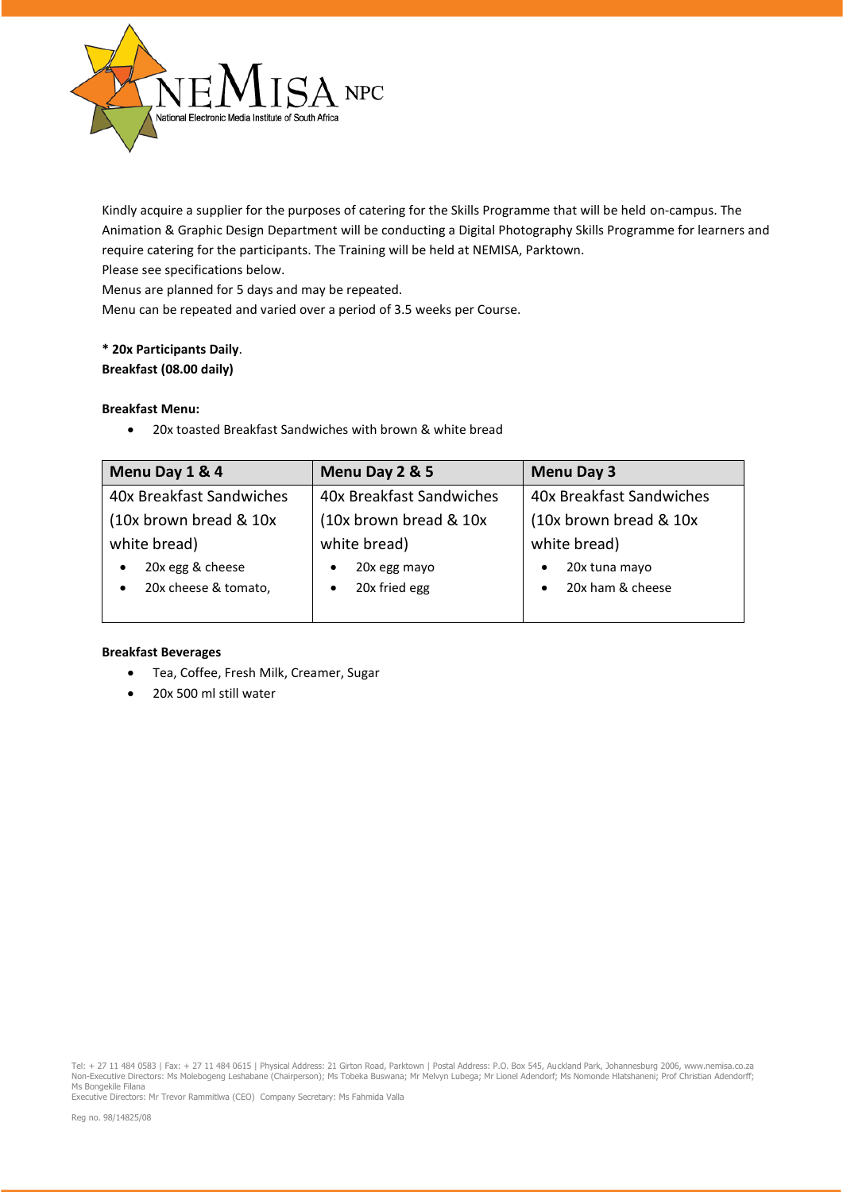Kindly acquire a supplier for the purposes of catering for the Skills Programme that will be held on-campus. The Animation & Graphic Design Department will be conducting a Digital Photography Skills Programme for learners and require catering for the participants. The Training will be held at NEMISA, Parktown.
Please see specifications below.
Menus are planned for 5 days and may be repeated.
Menu can be repeated and varied over a period of 3.5 weeks per Course.

**\* 20x Participants Daily**.
**Breakfast (08.00 daily)**

**Breakfast Menu:**

- 20x toasted Breakfast Sandwiches with brown & white bread

| Menu Day 1 & 4 | Menu Day 2 & 5 | Menu Day 3 |
|---|---|---|
| 40x Breakfast Sandwiches (10x brown bread & 10x white bread)<br>• 20x egg & cheese<br>• 20x cheese & tomato, | 40x Breakfast Sandwiches (10x brown bread & 10x white bread)<br>• 20x egg mayo<br>• 20x fried egg | 40x Breakfast Sandwiches (10x brown bread & 10x white bread)<br>• 20x tuna mayo<br>• 20x ham & cheese |

**Breakfast Beverages**

- Tea, Coffee, Fresh Milk, Creamer, Sugar
- 20x 500 ml still water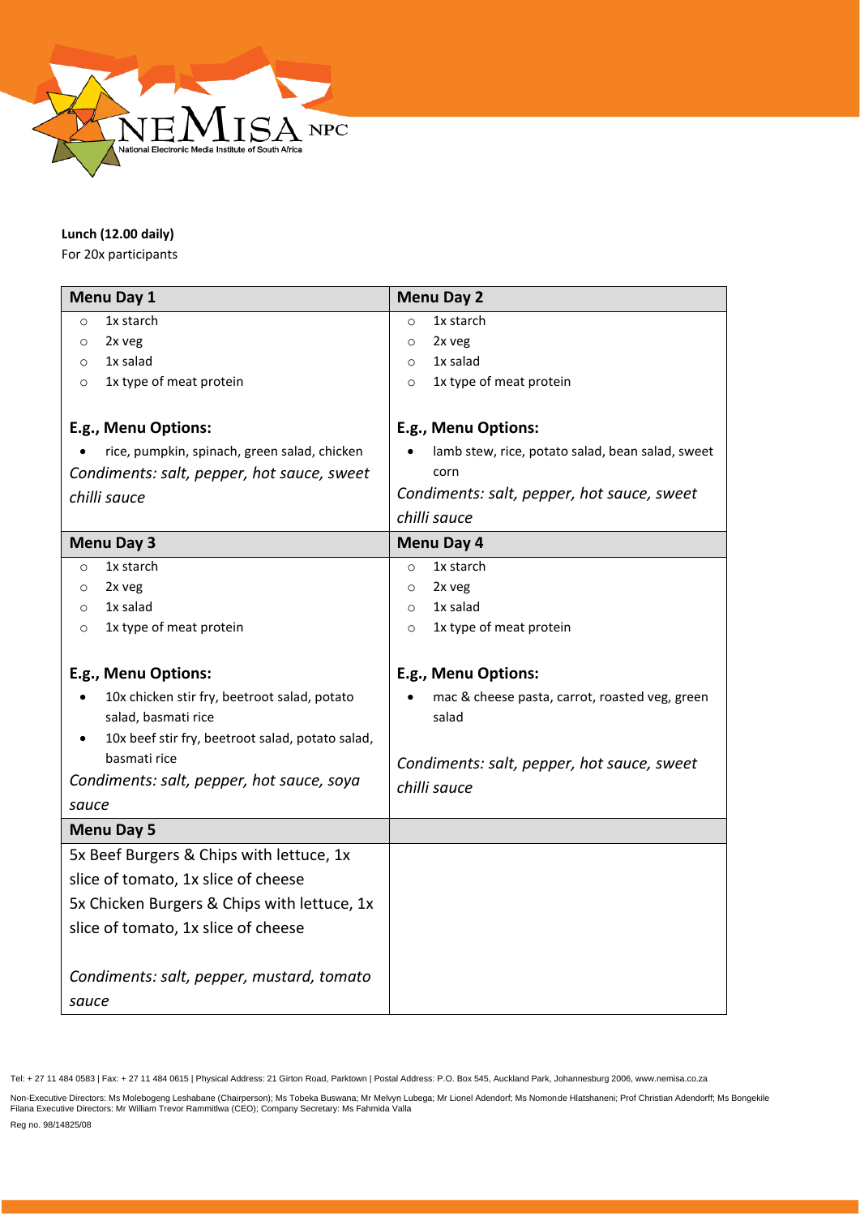**Lunch (12.00 daily)**
For 20x participants

| Menu Day 1 | Menu Day 2 |
|---|---|
| ○ 1x starch<br>○ 2x veg<br>○ 1x salad<br>○ 1x type of meat protein<br><br>**E.g., Menu Options:**<br>• rice, pumpkin, spinach, green salad, chicken<br>*Condiments: salt, pepper, hot sauce, sweet chilli sauce* | ○ 1x starch<br>○ 2x veg<br>○ 1x salad<br>○ 1x type of meat protein<br><br>**E.g., Menu Options:**<br>• lamb stew, rice, potato salad, bean salad, sweet corn<br>*Condiments: salt, pepper, hot sauce, sweet chilli sauce* |
| **Menu Day 3** | **Menu Day 4** |
| ○ 1x starch<br>○ 2x veg<br>○ 1x salad<br>○ 1x type of meat protein<br><br>**E.g., Menu Options:**<br>• 10x chicken stir fry, beetroot salad, potato salad, basmati rice<br>• 10x beef stir fry, beetroot salad, potato salad, basmati rice<br>*Condiments: salt, pepper, hot sauce, soya sauce* | ○ 1x starch<br>○ 2x veg<br>○ 1x salad<br>○ 1x type of meat protein<br><br>**E.g., Menu Options:**<br>• mac & cheese pasta, carrot, roasted veg, green salad<br><br>*Condiments: salt, pepper, hot sauce, sweet chilli sauce* |
| **Menu Day 5** | |
| 5x Beef Burgers & Chips with lettuce, 1x slice of tomato, 1x slice of cheese<br>5x Chicken Burgers & Chips with lettuce, 1x slice of tomato, 1x slice of cheese<br><br>*Condiments: salt, pepper, mustard, tomato sauce* | |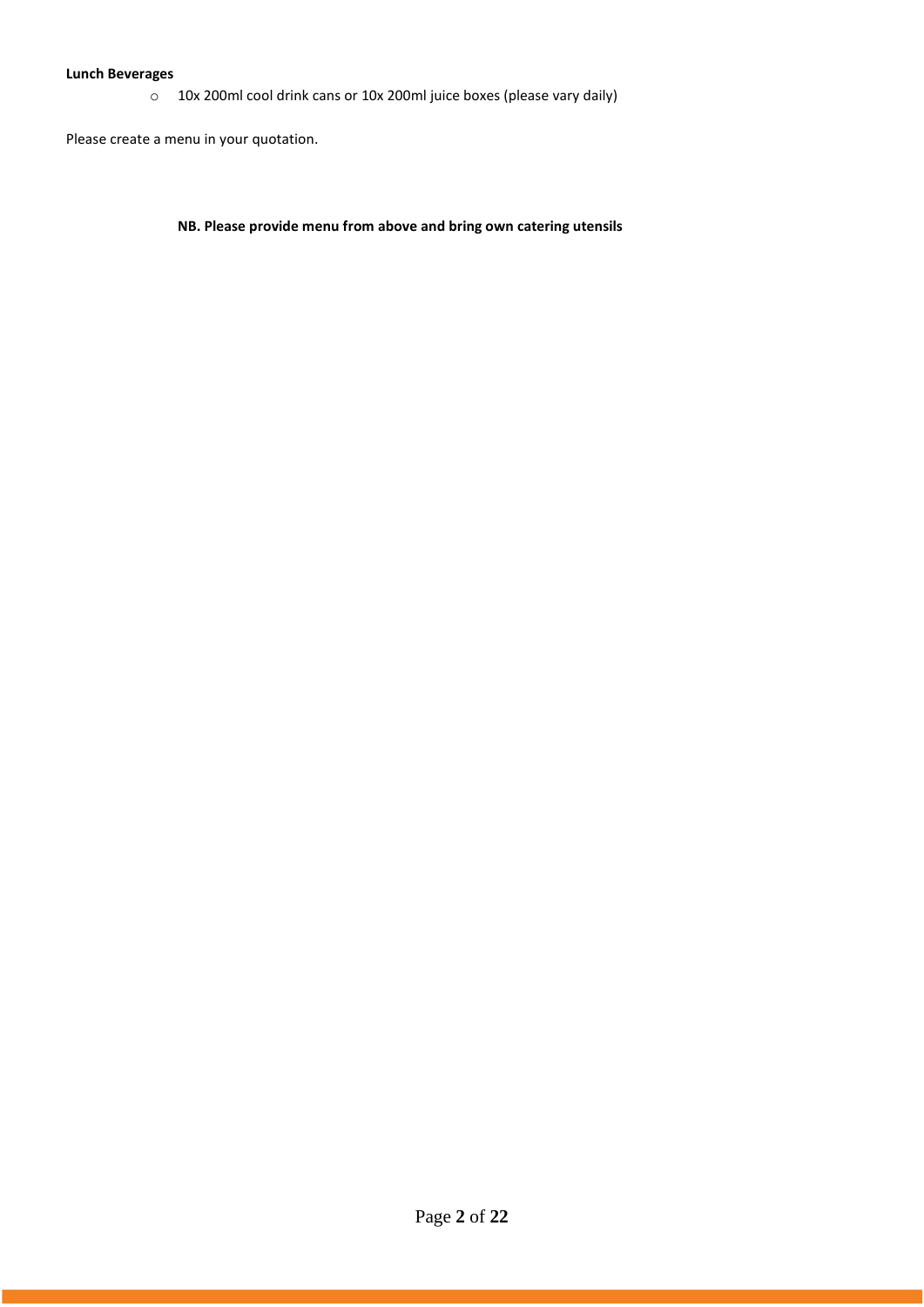**Lunch Beverages**

- 10x 200ml cool drink cans or 10x 200ml juice boxes (please vary daily)

Please create a menu in your quotation.

**NB. Please provide menu from above and bring own catering utensils**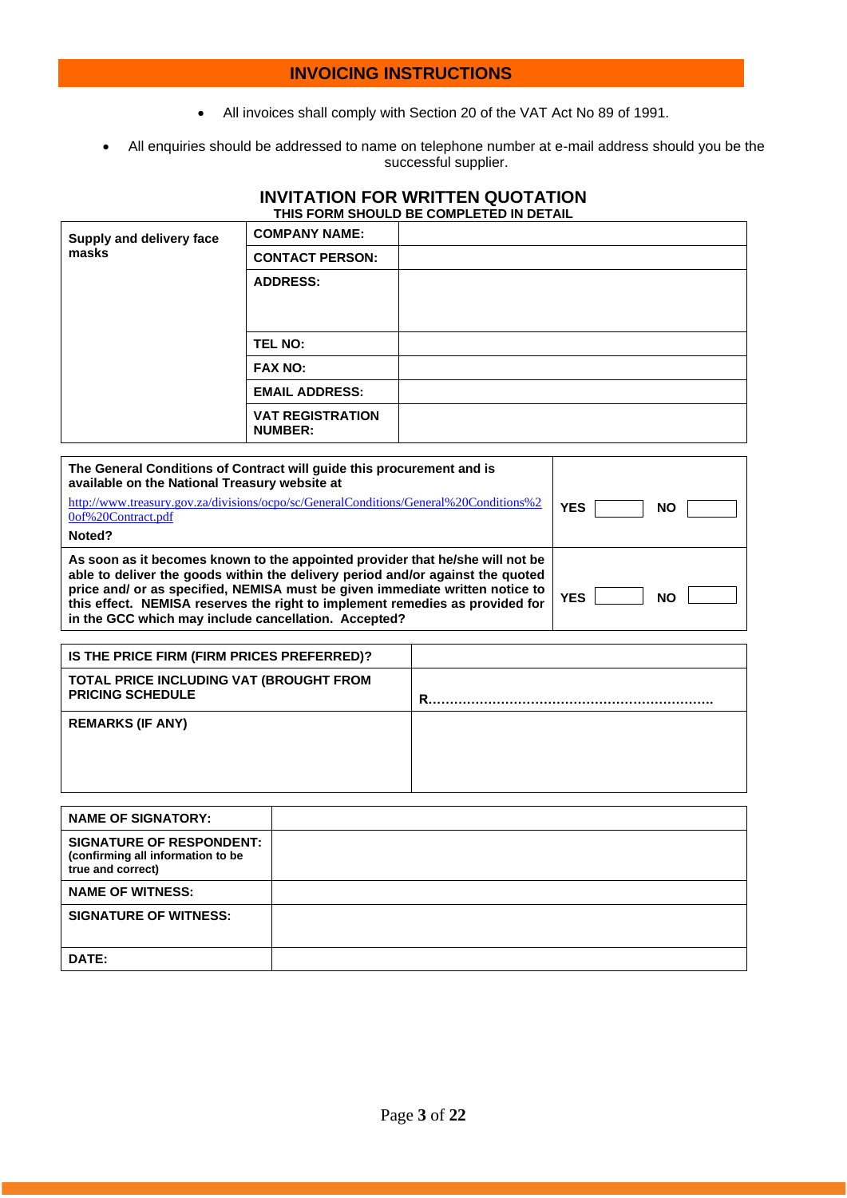## INVOICING INSTRUCTIONS

- All invoices shall comply with Section 20 of the VAT Act No 89 of 1991.
- All enquiries should be addressed to name on telephone number at e-mail address should you be the successful supplier.

## INVITATION FOR WRITTEN QUOTATION

**THIS FORM SHOULD BE COMPLETED IN DETAIL**

| **Supply and delivery face masks** | **COMPANY NAME:** | |
|---|---|---|
| | **CONTACT PERSON:** | |
| | **ADDRESS:** | |
| | **TEL NO:** | |
| | **FAX NO:** | |
| | **EMAIL ADDRESS:** | |
| | **VAT REGISTRATION NUMBER:** | |

| | |
|---|---|
| **The General Conditions of Contract will guide this procurement and is available on the National Treasury website at** http://www.treasury.gov.za/divisions/ocpo/sc/GeneralConditions/General%20Conditions%20of%20Contract.pdf **Noted?** | **YES** ☐ **NO** ☐ |
| **As soon as it becomes known to the appointed provider that he/she will not be able to deliver the goods within the delivery period and/or against the quoted price and/ or as specified, NEMISA must be given immediate written notice to this effect. NEMISA reserves the right to implement remedies as provided for in the GCC which may include cancellation. Accepted?** | **YES** ☐ **NO** ☐ |

| | |
|---|---|
| **IS THE PRICE FIRM (FIRM PRICES PREFERRED)?** | |
| **TOTAL PRICE INCLUDING VAT (BROUGHT FROM PRICING SCHEDULE** | **R…………………………………………………………** |
| **REMARKS (IF ANY)** | |

| | |
|---|---|
| **NAME OF SIGNATORY:** | |
| **SIGNATURE OF RESPONDENT:** **(confirming all information to be true and correct)** | |
| **NAME OF WITNESS:** | |
| **SIGNATURE OF WITNESS:** | |
| **DATE:** | |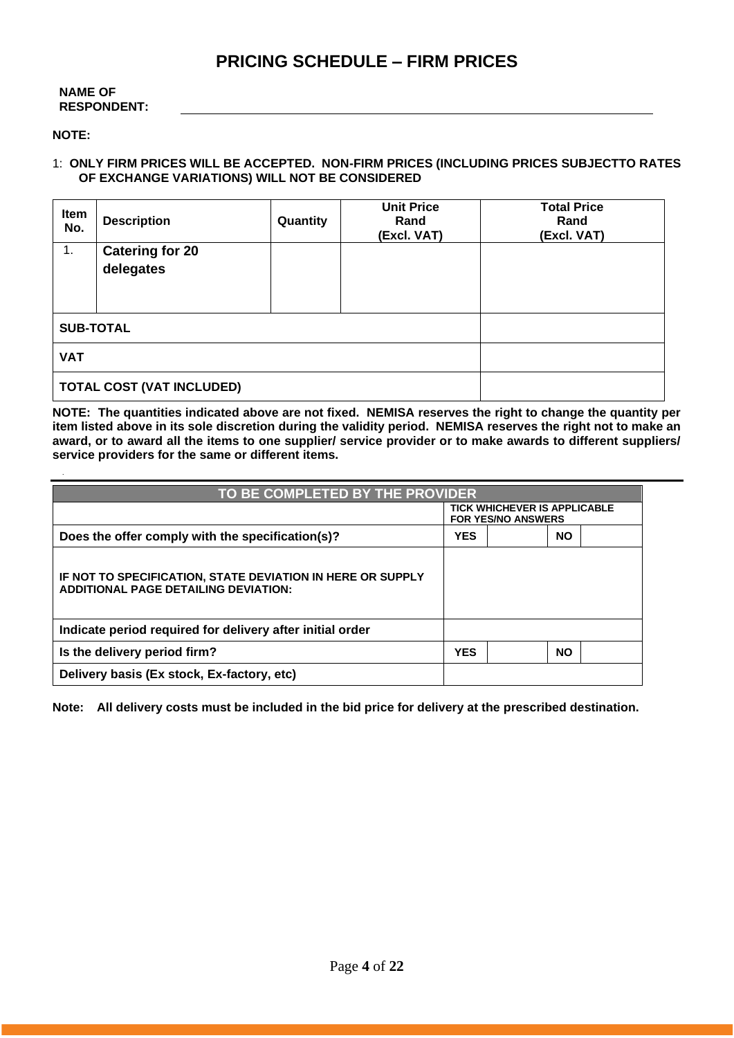# PRICING SCHEDULE – FIRM PRICES

**NAME OF RESPONDENT:** ____________________________________________

**NOTE:**

1: **ONLY FIRM PRICES WILL BE ACCEPTED. NON-FIRM PRICES (INCLUDING PRICES SUBJECTTO RATES OF EXCHANGE VARIATIONS) WILL NOT BE CONSIDERED**

| Item No. | Description | Quantity | Unit Price Rand (Excl. VAT) | Total Price Rand (Excl. VAT) |
|---|---|---|---|---|
| 1. | **Catering for 20 delegates** | | | |
| **SUB-TOTAL** | | | | |
| **VAT** | | | | |
| **TOTAL COST (VAT INCLUDED)** | | | | |

**NOTE: The quantities indicated above are not fixed. NEMISA reserves the right to change the quantity per item listed above in its sole discretion during the validity period. NEMISA reserves the right not to make an award, or to award all the items to one supplier/ service provider or to make awards to different suppliers/ service providers for the same or different items.**

| TO BE COMPLETED BY THE PROVIDER | | | | |
|---|---|---|---|---|
| | TICK WHICHEVER IS APPLICABLE FOR YES/NO ANSWERS | | | |
| **Does the offer comply with the specification(s)?** | **YES** | | **NO** | |
| **IF NOT TO SPECIFICATION, STATE DEVIATION IN HERE OR SUPPLY ADDITIONAL PAGE DETAILING DEVIATION:** | | | | |
| **Indicate period required for delivery after initial order** | | | | |
| **Is the delivery period firm?** | **YES** | | **NO** | |
| **Delivery basis (Ex stock, Ex-factory, etc)** | | | | |

**Note: All delivery costs must be included in the bid price for delivery at the prescribed destination.**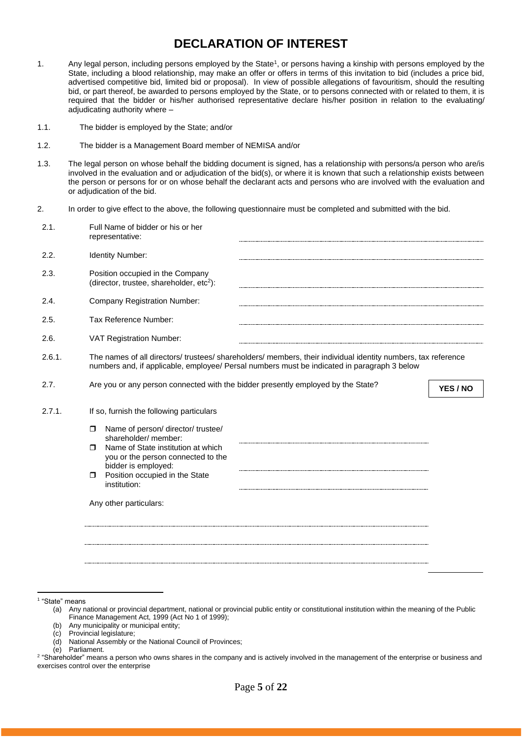# DECLARATION OF INTEREST

1. Any legal person, including persons employed by the State[1], or persons having a kinship with persons employed by the State, including a blood relationship, may make an offer or offers in terms of this invitation to bid (includes a price bid, advertised competitive bid, limited bid or proposal). In view of possible allegations of favouritism, should the resulting bid, or part thereof, be awarded to persons employed by the State, or to persons connected with or related to them, it is required that the bidder or his/her authorised representative declare his/her position in relation to the evaluating/ adjudicating authority where –

1.1. The bidder is employed by the State; and/or

1.2. The bidder is a Management Board member of NEMISA and/or

1.3. The legal person on whose behalf the bidding document is signed, has a relationship with persons/a person who are/is involved in the evaluation and or adjudication of the bid(s), or where it is known that such a relationship exists between the person or persons for or on whose behalf the declarant acts and persons who are involved with the evaluation and or adjudication of the bid.

2. In order to give effect to the above, the following questionnaire must be completed and submitted with the bid.

2.1. Full Name of bidder or his or her representative: ............................................................

2.2. Identity Number: ............................................................

2.3. Position occupied in the Company (director, trustee, shareholder, etc[2]): ............................................................

2.4. Company Registration Number: ............................................................

2.5. Tax Reference Number: ............................................................

2.6. VAT Registration Number: ............................................................

2.6.1. The names of all directors/ trustees/ shareholders/ members, their individual identity numbers, tax reference numbers and, if applicable, employee/ Persal numbers must be indicated in paragraph 3 below

2.7. Are you or any person connected with the bidder presently employed by the State? **YES / NO**

2.7.1. If so, furnish the following particulars

- Name of person/ director/ trustee/ shareholder/ member: ............................................................
- Name of State institution at which you or the person connected to the bidder is employed: ............................................................
- Position occupied in the State institution: ............................................................

Any other particulars:

............................................................

............................................................

............................................................

---

[1] "State" means

(a) Any national or provincial department, national or provincial public entity or constitutional institution within the meaning of the Public Finance Management Act, 1999 (Act No 1 of 1999);
(b) Any municipality or municipal entity;
(c) Provincial legislature;
(d) National Assembly or the National Council of Provinces;
(e) Parliament.

[2] "Shareholder" means a person who owns shares in the company and is actively involved in the management of the enterprise or business and exercises control over the enterprise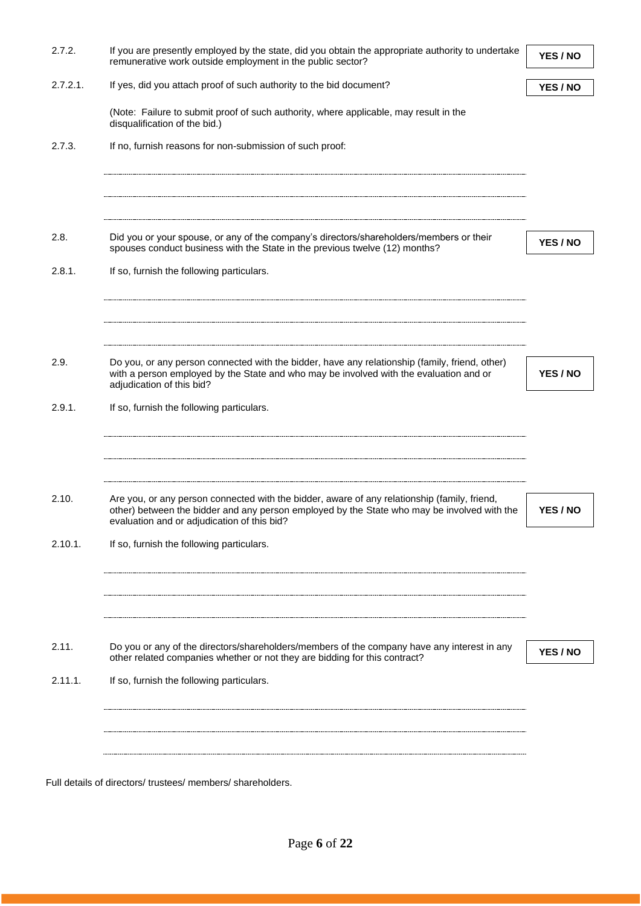2.7.2. If you are presently employed by the state, did you obtain the appropriate authority to undertake remunerative work outside employment in the public sector? **YES / NO**

2.7.2.1. If yes, did you attach proof of such authority to the bid document? **YES / NO**

(Note: Failure to submit proof of such authority, where applicable, may result in the disqualification of the bid.)

2.7.3. If no, furnish reasons for non-submission of such proof:

...............................................................................................................................................

...............................................................................................................................................

...............................................................................................................................................

2.8. Did you or your spouse, or any of the company's directors/shareholders/members or their spouses conduct business with the State in the previous twelve (12) months? **YES / NO**

2.8.1. If so, furnish the following particulars.

...............................................................................................................................................

...............................................................................................................................................

...............................................................................................................................................

2.9. Do you, or any person connected with the bidder, have any relationship (family, friend, other) with a person employed by the State and who may be involved with the evaluation and or adjudication of this bid? **YES / NO**

2.9.1. If so, furnish the following particulars.

...............................................................................................................................................

...............................................................................................................................................

...............................................................................................................................................

2.10. Are you, or any person connected with the bidder, aware of any relationship (family, friend, other) between the bidder and any person employed by the State who may be involved with the evaluation and or adjudication of this bid? **YES / NO**

2.10.1. If so, furnish the following particulars.

...............................................................................................................................................

...............................................................................................................................................

...............................................................................................................................................

2.11. Do you or any of the directors/shareholders/members of the company have any interest in any other related companies whether or not they are bidding for this contract? **YES / NO**

2.11.1. If so, furnish the following particulars.

...............................................................................................................................................

...............................................................................................................................................

...............................................................................................................................................

Full details of directors/ trustees/ members/ shareholders.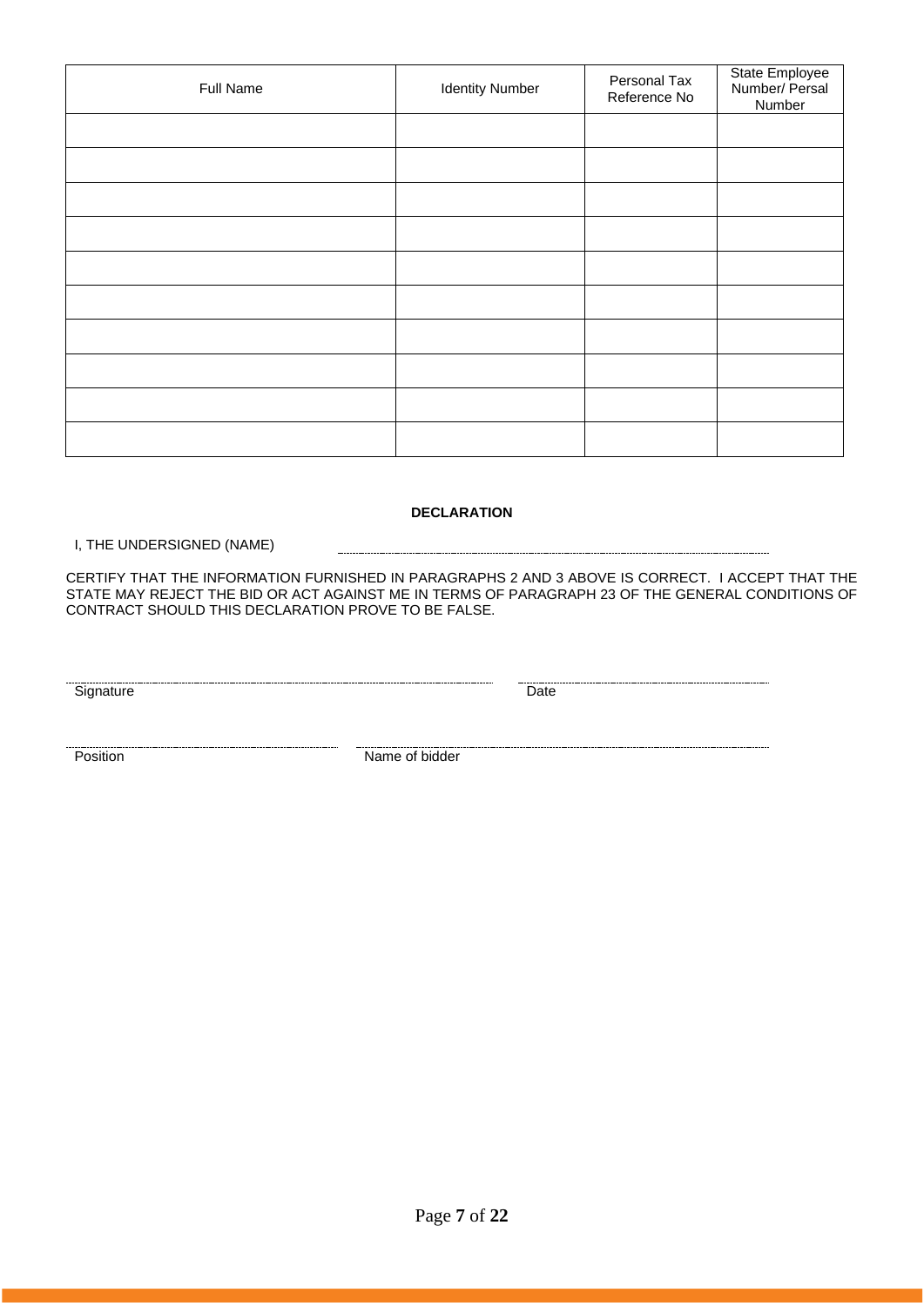| Full Name | Identity Number | Personal Tax Reference No | State Employee Number/ Persal Number |
|---|---|---|---|
| | | | |
| | | | |
| | | | |
| | | | |
| | | | |
| | | | |
| | | | |
| | | | |
| | | | |
| | | | |

**DECLARATION**

I, THE UNDERSIGNED (NAME) ………………………………………………………………

CERTIFY THAT THE INFORMATION FURNISHED IN PARAGRAPHS 2 AND 3 ABOVE IS CORRECT. I ACCEPT THAT THE STATE MAY REJECT THE BID OR ACT AGAINST ME IN TERMS OF PARAGRAPH 23 OF THE GENERAL CONDITIONS OF CONTRACT SHOULD THIS DECLARATION PROVE TO BE FALSE.

……………………………………………… ………………………………

Signature Date

……………………………………………… ………………………………

Position Name of bidder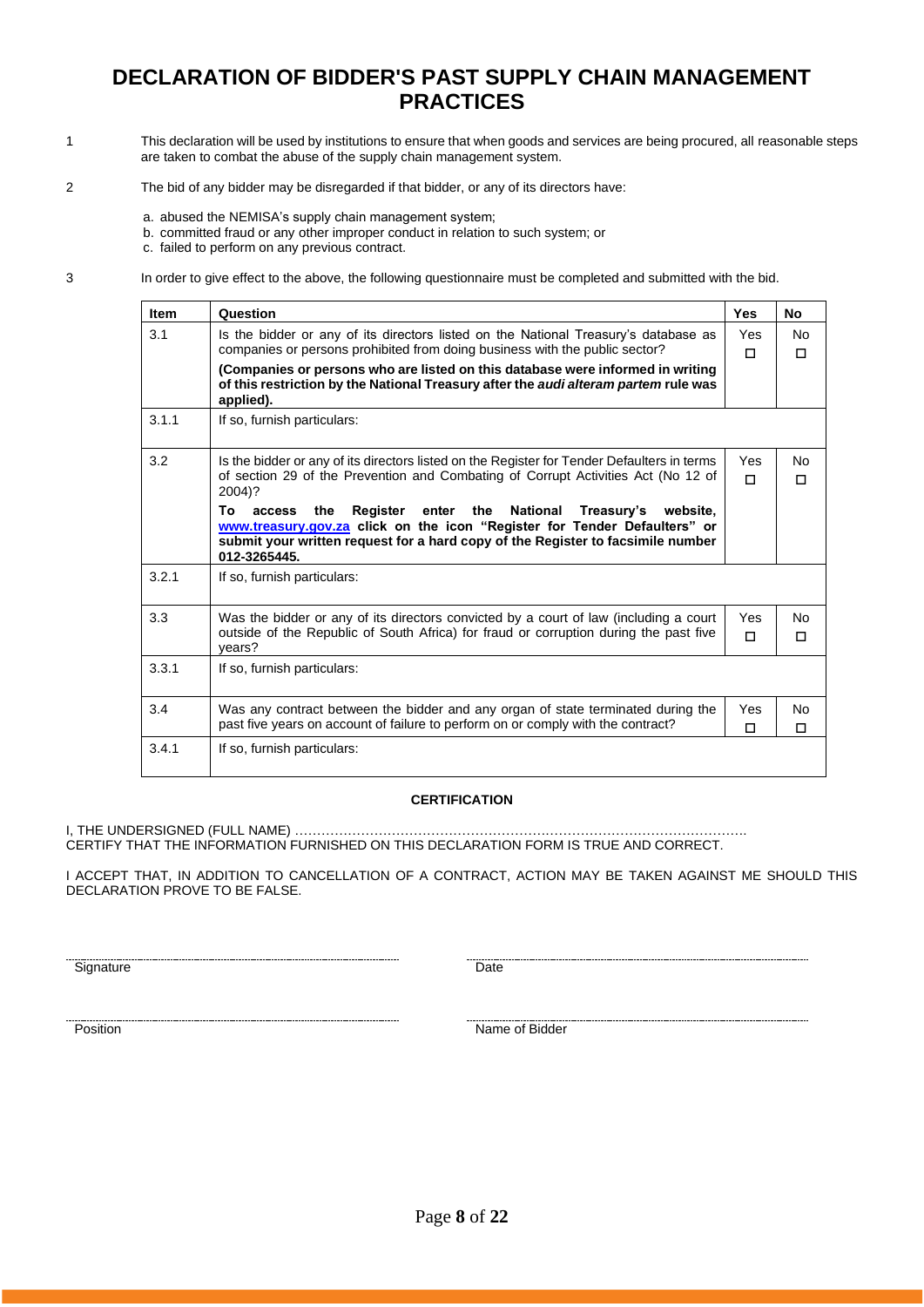# DECLARATION OF BIDDER'S PAST SUPPLY CHAIN MANAGEMENT PRACTICES

1. This declaration will be used by institutions to ensure that when goods and services are being procured, all reasonable steps are taken to combat the abuse of the supply chain management system.

2. The bid of any bidder may be disregarded if that bidder, or any of its directors have:

   a. abused the NEMISA's supply chain management system;
   b. committed fraud or any other improper conduct in relation to such system; or
   c. failed to perform on any previous contract.

3. In order to give effect to the above, the following questionnaire must be completed and submitted with the bid.

| Item | Question | Yes | No |
|---|---|---|---|
| 3.1 | Is the bidder or any of its directors listed on the National Treasury's database as companies or persons prohibited from doing business with the public sector?<br>**(Companies or persons who are listed on this database were informed in writing of this restriction by the National Treasury after the *audi alteram partem* rule was applied).** | Yes ☐ | No ☐ |
| 3.1.1 | If so, furnish particulars: | | |
| 3.2 | Is the bidder or any of its directors listed on the Register for Tender Defaulters in terms of section 29 of the Prevention and Combating of Corrupt Activities Act (No 12 of 2004)?<br>**To access the Register enter the National Treasury's website, www.treasury.gov.za click on the icon "Register for Tender Defaulters" or submit your written request for a hard copy of the Register to facsimile number 012-3265445.** | Yes ☐ | No ☐ |
| 3.2.1 | If so, furnish particulars: | | |
| 3.3 | Was the bidder or any of its directors convicted by a court of law (including a court outside of the Republic of South Africa) for fraud or corruption during the past five years? | Yes ☐ | No ☐ |
| 3.3.1 | If so, furnish particulars: | | |
| 3.4 | Was any contract between the bidder and any organ of state terminated during the past five years on account of failure to perform on or comply with the contract? | Yes ☐ | No ☐ |
| 3.4.1 | If so, furnish particulars: | | |

**CERTIFICATION**

I, THE UNDERSIGNED (FULL NAME) ………………………………………………………………………………………
CERTIFY THAT THE INFORMATION FURNISHED ON THIS DECLARATION FORM IS TRUE AND CORRECT.

I ACCEPT THAT, IN ADDITION TO CANCELLATION OF A CONTRACT, ACTION MAY BE TAKEN AGAINST ME SHOULD THIS DECLARATION PROVE TO BE FALSE.

………………………………………… Signature

………………………………………… Date

………………………………………… Position

………………………………………… Name of Bidder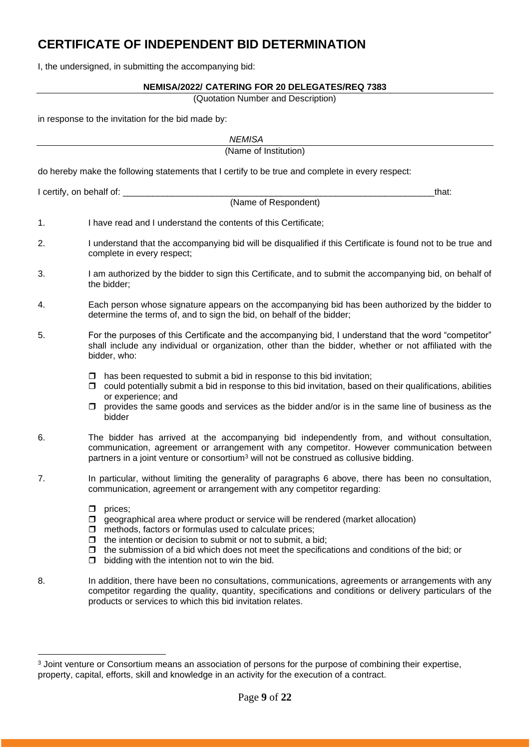# CERTIFICATE OF INDEPENDENT BID DETERMINATION

I, the undersigned, in submitting the accompanying bid:

**NEMISA/2022/ CATERING FOR 20 DELEGATES/REQ 7383**
(Quotation Number and Description)

in response to the invitation for the bid made by:

*NEMISA*
(Name of Institution)

do hereby make the following statements that I certify to be true and complete in every respect:

I certify, on behalf of: ___________________________________________________________________that:
(Name of Respondent)

1. I have read and I understand the contents of this Certificate;

2. I understand that the accompanying bid will be disqualified if this Certificate is found not to be true and complete in every respect;

3. I am authorized by the bidder to sign this Certificate, and to submit the accompanying bid, on behalf of the bidder;

4. Each person whose signature appears on the accompanying bid has been authorized by the bidder to determine the terms of, and to sign the bid, on behalf of the bidder;

5. For the purposes of this Certificate and the accompanying bid, I understand that the word "competitor" shall include any individual or organization, other than the bidder, whether or not affiliated with the bidder, who:

   - has been requested to submit a bid in response to this bid invitation;
   - could potentially submit a bid in response to this bid invitation, based on their qualifications, abilities or experience; and
   - provides the same goods and services as the bidder and/or is in the same line of business as the bidder

6. The bidder has arrived at the accompanying bid independently from, and without consultation, communication, agreement or arrangement with any competitor. However communication between partners in a joint venture or consortium[3] will not be construed as collusive bidding.

7. In particular, without limiting the generality of paragraphs 6 above, there has been no consultation, communication, agreement or arrangement with any competitor regarding:

   - prices;
   - geographical area where product or service will be rendered (market allocation)
   - methods, factors or formulas used to calculate prices;
   - the intention or decision to submit or not to submit, a bid;
   - the submission of a bid which does not meet the specifications and conditions of the bid; or
   - bidding with the intention not to win the bid.

8. In addition, there have been no consultations, communications, agreements or arrangements with any competitor regarding the quality, quantity, specifications and conditions or delivery particulars of the products or services to which this bid invitation relates.

---

[3] Joint venture or Consortium means an association of persons for the purpose of combining their expertise, property, capital, efforts, skill and knowledge in an activity for the execution of a contract.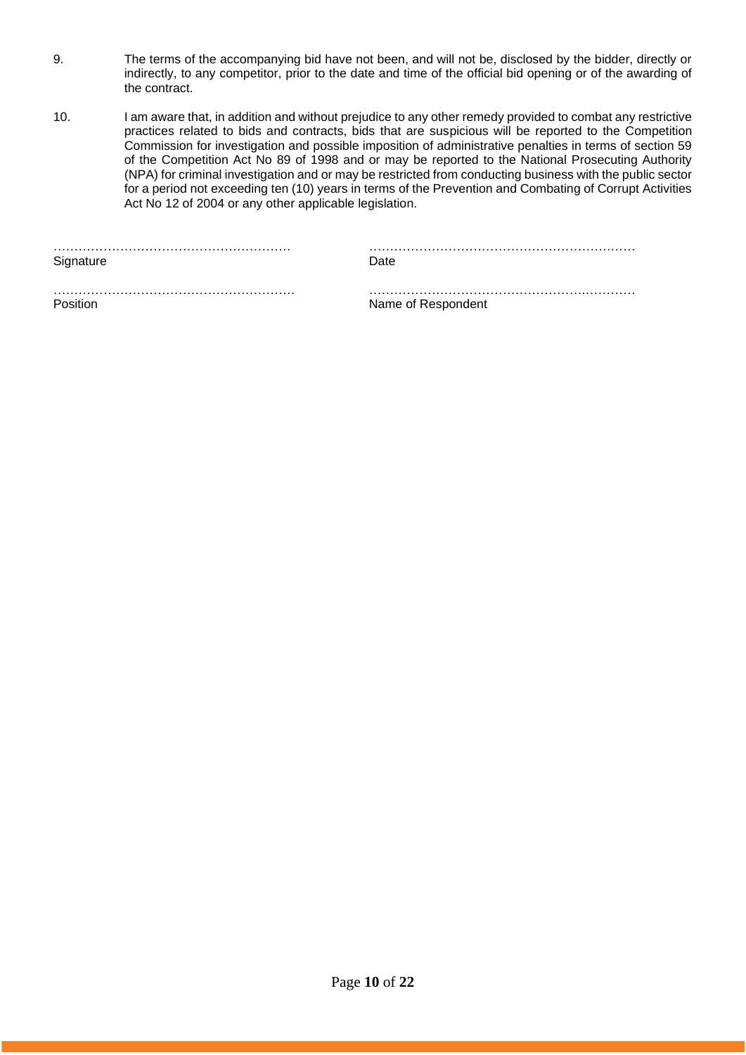9. The terms of the accompanying bid have not been, and will not be, disclosed by the bidder, directly or indirectly, to any competitor, prior to the date and time of the official bid opening or of the awarding of the contract.

10. I am aware that, in addition and without prejudice to any other remedy provided to combat any restrictive practices related to bids and contracts, bids that are suspicious will be reported to the Competition Commission for investigation and possible imposition of administrative penalties in terms of section 59 of the Competition Act No 89 of 1998 and or may be reported to the National Prosecuting Authority (NPA) for criminal investigation and or may be restricted from conducting business with the public sector for a period not exceeding ten (10) years in terms of the Prevention and Combating of Corrupt Activities Act No 12 of 2004 or any other applicable legislation.

| | |
|---|---|
| ………………………………………………… | ……………………………………………………… |
| Signature | Date |
| ………………………………………………… | ……………………………………………………… |
| Position | Name of Respondent |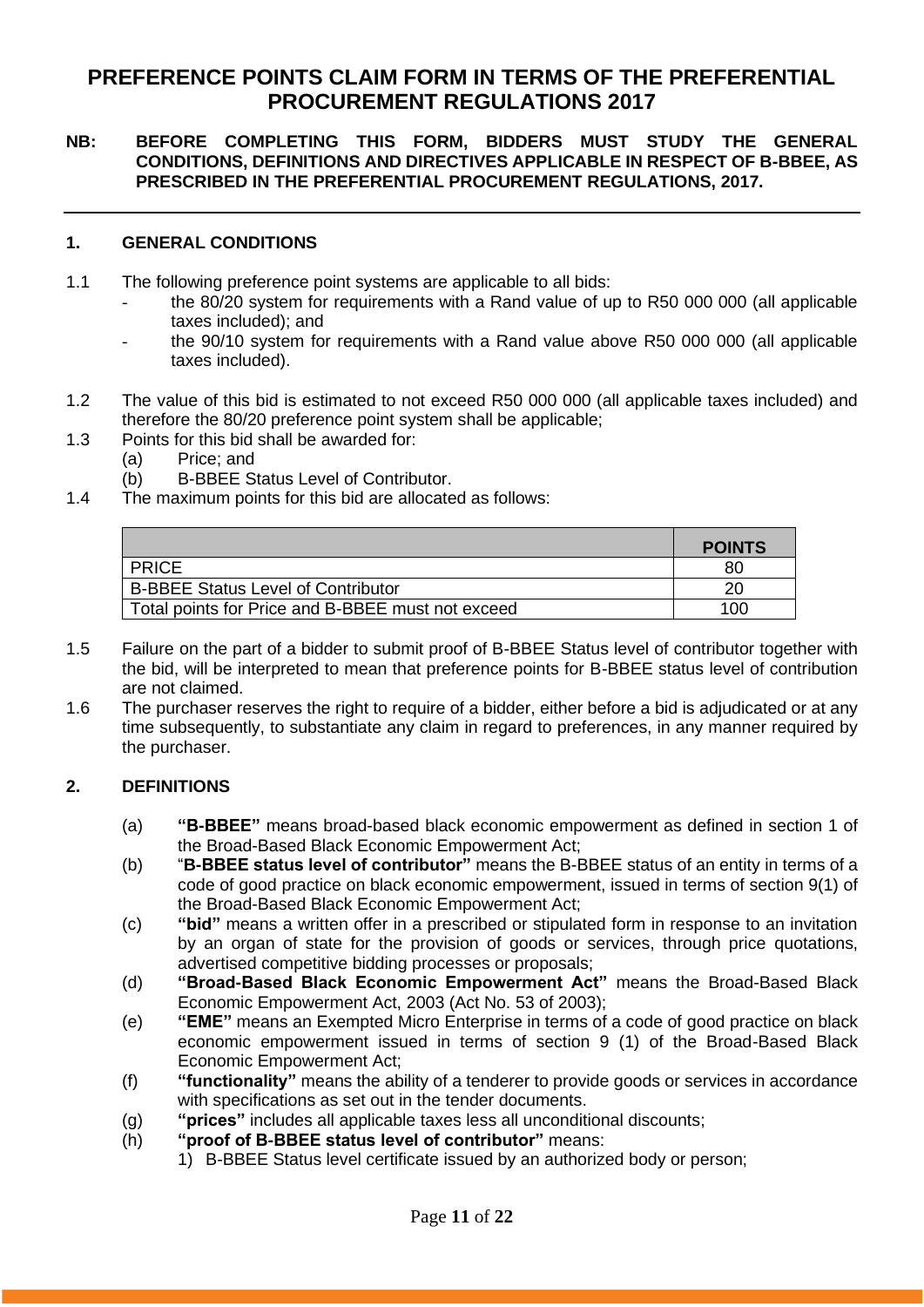# PREFERENCE POINTS CLAIM FORM IN TERMS OF THE PREFERENTIAL PROCUREMENT REGULATIONS 2017

**NB: BEFORE COMPLETING THIS FORM, BIDDERS MUST STUDY THE GENERAL CONDITIONS, DEFINITIONS AND DIRECTIVES APPLICABLE IN RESPECT OF B-BBEE, AS PRESCRIBED IN THE PREFERENTIAL PROCUREMENT REGULATIONS, 2017.**

## 1. GENERAL CONDITIONS

1.1 The following preference point systems are applicable to all bids:
- the 80/20 system for requirements with a Rand value of up to R50 000 000 (all applicable taxes included); and
- the 90/10 system for requirements with a Rand value above R50 000 000 (all applicable taxes included).

1.2 The value of this bid is estimated to not exceed R50 000 000 (all applicable taxes included) and therefore the 80/20 preference point system shall be applicable;

1.3 Points for this bid shall be awarded for:
(a) Price; and
(b) B-BBEE Status Level of Contributor.

1.4 The maximum points for this bid are allocated as follows:

| | **POINTS** |
|---|---|
| PRICE | 80 |
| B-BBEE Status Level of Contributor | 20 |
| Total points for Price and B-BBEE must not exceed | 100 |

1.5 Failure on the part of a bidder to submit proof of B-BBEE Status level of contributor together with the bid, will be interpreted to mean that preference points for B-BBEE status level of contribution are not claimed.

1.6 The purchaser reserves the right to require of a bidder, either before a bid is adjudicated or at any time subsequently, to substantiate any claim in regard to preferences, in any manner required by the purchaser.

## 2. DEFINITIONS

(a) **"B-BBEE"** means broad-based black economic empowerment as defined in section 1 of the Broad-Based Black Economic Empowerment Act;

(b) "**B-BBEE status level of contributor"** means the B-BBEE status of an entity in terms of a code of good practice on black economic empowerment, issued in terms of section 9(1) of the Broad-Based Black Economic Empowerment Act;

(c) **"bid"** means a written offer in a prescribed or stipulated form in response to an invitation by an organ of state for the provision of goods or services, through price quotations, advertised competitive bidding processes or proposals;

(d) **"Broad-Based Black Economic Empowerment Act"** means the Broad-Based Black Economic Empowerment Act, 2003 (Act No. 53 of 2003);

(e) **"EME"** means an Exempted Micro Enterprise in terms of a code of good practice on black economic empowerment issued in terms of section 9 (1) of the Broad-Based Black Economic Empowerment Act;

(f) **"functionality"** means the ability of a tenderer to provide goods or services in accordance with specifications as set out in the tender documents.

(g) **"prices"** includes all applicable taxes less all unconditional discounts;

(h) **"proof of B-BBEE status level of contributor"** means:
1) B-BBEE Status level certificate issued by an authorized body or person;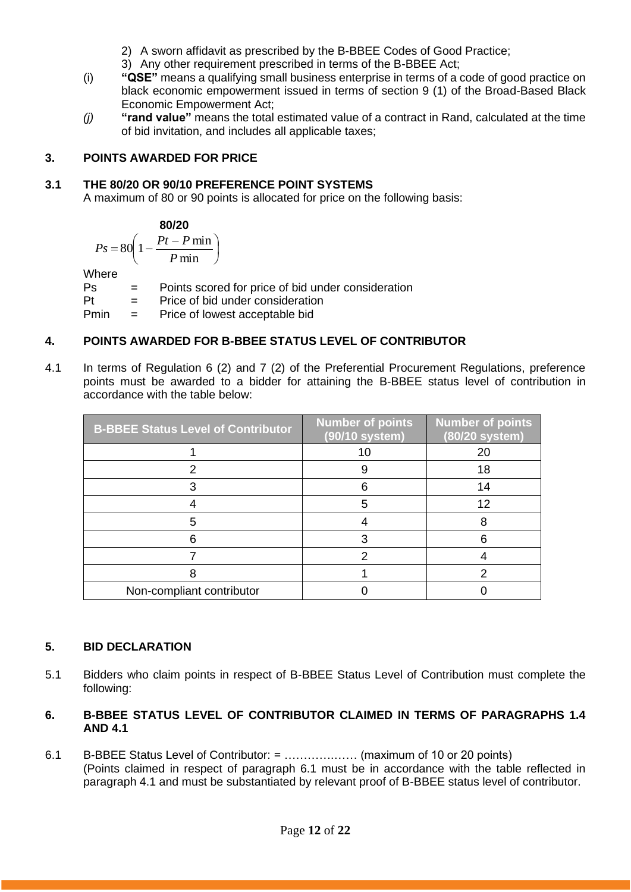2) A sworn affidavit as prescribed by the B-BBEE Codes of Good Practice;
3) Any other requirement prescribed in terms of the B-BBEE Act;

(i) **"QSE"** means a qualifying small business enterprise in terms of a code of good practice on black economic empowerment issued in terms of section 9 (1) of the Broad-Based Black Economic Empowerment Act;

*(j)* **"rand value"** means the total estimated value of a contract in Rand, calculated at the time of bid invitation, and includes all applicable taxes;

## 3. POINTS AWARDED FOR PRICE

### 3.1 THE 80/20 OR 90/10 PREFERENCE POINT SYSTEMS

A maximum of 80 or 90 points is allocated for price on the following basis:

**80/20**

$$Ps = 80\left(1 - \frac{Pt - P\min}{P\min}\right)$$

Where

Ps = Points scored for price of bid under consideration

Pt = Price of bid under consideration

Pmin = Price of lowest acceptable bid

## 4. POINTS AWARDED FOR B-BBEE STATUS LEVEL OF CONTRIBUTOR

4.1 In terms of Regulation 6 (2) and 7 (2) of the Preferential Procurement Regulations, preference points must be awarded to a bidder for attaining the B-BBEE status level of contribution in accordance with the table below:

| B-BBEE Status Level of Contributor | Number of points (90/10 system) | Number of points (80/20 system) |
|---|---|---|
| 1 | 10 | 20 |
| 2 | 9 | 18 |
| 3 | 6 | 14 |
| 4 | 5 | 12 |
| 5 | 4 | 8 |
| 6 | 3 | 6 |
| 7 | 2 | 4 |
| 8 | 1 | 2 |
| Non-compliant contributor | 0 | 0 |

## 5. BID DECLARATION

5.1 Bidders who claim points in respect of B-BBEE Status Level of Contribution must complete the following:

## 6. B-BBEE STATUS LEVEL OF CONTRIBUTOR CLAIMED IN TERMS OF PARAGRAPHS 1.4 AND 4.1

6.1 B-BBEE Status Level of Contributor: = ……………… (maximum of 10 or 20 points)
(Points claimed in respect of paragraph 6.1 must be in accordance with the table reflected in paragraph 4.1 and must be substantiated by relevant proof of B-BBEE status level of contributor.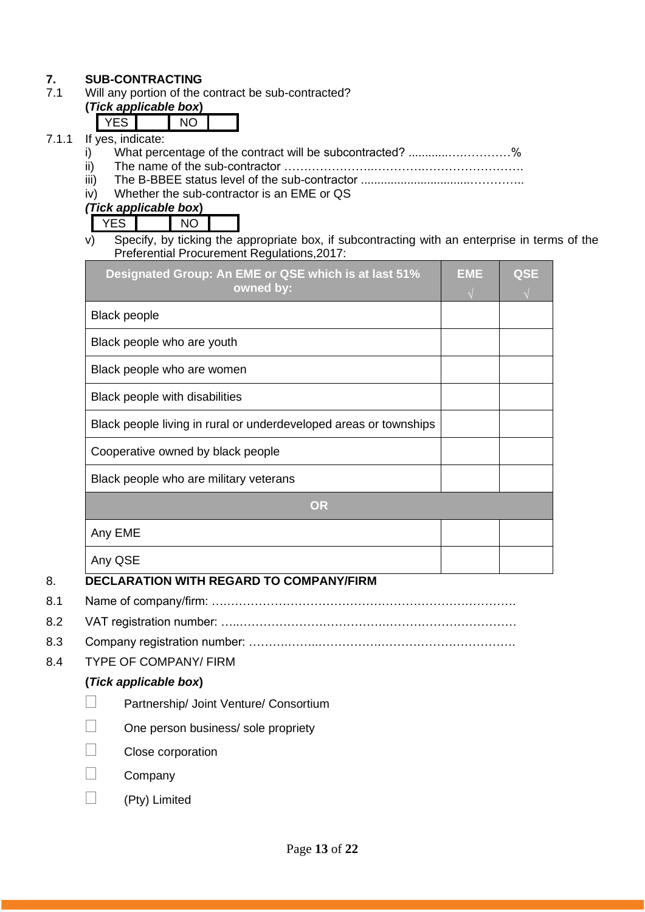## 7. SUB-CONTRACTING

7.1 Will any portion of the contract be sub-contracted?

**(*Tick applicable box*)**

| YES | | NO | |
|---|---|---|---|

7.1.1 If yes, indicate:

i) What percentage of the contract will be subcontracted? ............…………%

ii) The name of the sub-contractor …………………..………….…………………….

iii) The B-BBEE status level of the sub-contractor ................................…………..

iv) Whether the sub-contractor is an EME or QS

***(Tick applicable box)***

| YES | | NO | |
|---|---|---|---|

v) Specify, by ticking the appropriate box, if subcontracting with an enterprise in terms of the Preferential Procurement Regulations,2017:

| Designated Group: An EME or QSE which is at last 51% owned by: | EME √ | QSE √ |
|---|---|---|
| Black people | | |
| Black people who are youth | | |
| Black people who are women | | |
| Black people with disabilities | | |
| Black people living in rural or underdeveloped areas or townships | | |
| Cooperative owned by black people | | |
| Black people who are military veterans | | |
| **OR** | | |
| Any EME | | |
| Any QSE | | |

## 8. DECLARATION WITH REGARD TO COMPANY/FIRM

8.1 Name of company/firm: ….……………………………………………………………….

8.2 VAT registration number: …..……………………………….…………………………

8.3 Company registration number: ……….……..…………….…………………………….

8.4 TYPE OF COMPANY/ FIRM

**(*Tick applicable box*)**

- ☐ Partnership/ Joint Venture/ Consortium
- ☐ One person business/ sole propriety
- ☐ Close corporation
- ☐ Company
- ☐ (Pty) Limited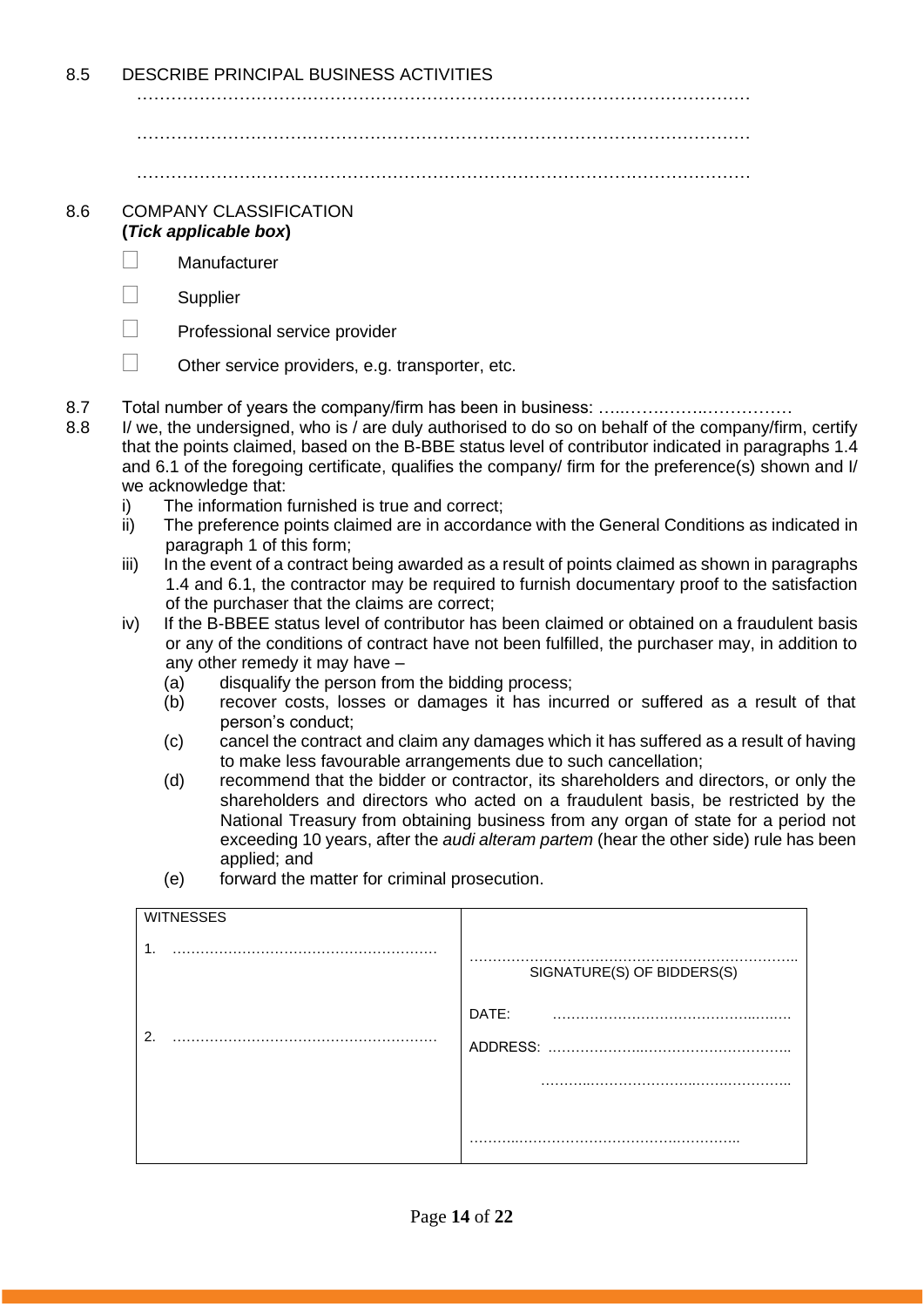8.5 DESCRIBE PRINCIPAL BUSINESS ACTIVITIES

…………………………………………………………………………………………………

…………………………………………………………………………………………………

…………………………………………………………………………………………………

8.6 COMPANY CLASSIFICATION
**(*Tick applicable box*)**

- ☐ Manufacturer
- ☐ Supplier
- ☐ Professional service provider
- ☐ Other service providers, e.g. transporter, etc.

8.7 Total number of years the company/firm has been in business: ……………………………

8.8 I/ we, the undersigned, who is / are duly authorised to do so on behalf of the company/firm, certify that the points claimed, based on the B-BBE status level of contributor indicated in paragraphs 1.4 and 6.1 of the foregoing certificate, qualifies the company/ firm for the preference(s) shown and I/ we acknowledge that:

i) The information furnished is true and correct;

ii) The preference points claimed are in accordance with the General Conditions as indicated in paragraph 1 of this form;

iii) In the event of a contract being awarded as a result of points claimed as shown in paragraphs 1.4 and 6.1, the contractor may be required to furnish documentary proof to the satisfaction of the purchaser that the claims are correct;

iv) If the B-BBEE status level of contributor has been claimed or obtained on a fraudulent basis or any of the conditions of contract have not been fulfilled, the purchaser may, in addition to any other remedy it may have –

(a) disqualify the person from the bidding process;

(b) recover costs, losses or damages it has incurred or suffered as a result of that person's conduct;

(c) cancel the contract and claim any damages which it has suffered as a result of having to make less favourable arrangements due to such cancellation;

(d) recommend that the bidder or contractor, its shareholders and directors, or only the shareholders and directors who acted on a fraudulent basis, be restricted by the National Treasury from obtaining business from any organ of state for a period not exceeding 10 years, after the *audi alteram partem* (hear the other side) rule has been applied; and

(e) forward the matter for criminal prosecution.

| WITNESSES | |
|---|---|
| 1. ………………………………………… | ……………………………………………… SIGNATURE(S) OF BIDDERS(S) |
| 2. ………………………………………… | DATE: …………………………………… |
| | ADDRESS: …………………………………… |
| | …………………………………… |
| | …………………………………… |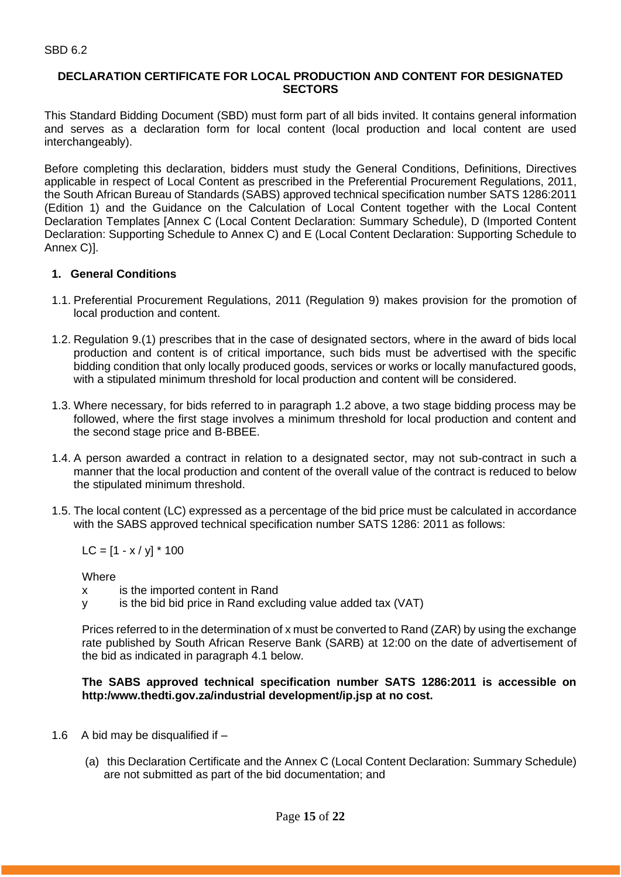SBD 6.2

**DECLARATION CERTIFICATE FOR LOCAL PRODUCTION AND CONTENT FOR DESIGNATED SECTORS**

This Standard Bidding Document (SBD) must form part of all bids invited. It contains general information and serves as a declaration form for local content (local production and local content are used interchangeably).

Before completing this declaration, bidders must study the General Conditions, Definitions, Directives applicable in respect of Local Content as prescribed in the Preferential Procurement Regulations, 2011, the South African Bureau of Standards (SABS) approved technical specification number SATS 1286:2011 (Edition 1) and the Guidance on the Calculation of Local Content together with the Local Content Declaration Templates [Annex C (Local Content Declaration: Summary Schedule), D (Imported Content Declaration: Supporting Schedule to Annex C) and E (Local Content Declaration: Supporting Schedule to Annex C)].

## 1. General Conditions

1.1. Preferential Procurement Regulations, 2011 (Regulation 9) makes provision for the promotion of local production and content.

1.2. Regulation 9.(1) prescribes that in the case of designated sectors, where in the award of bids local production and content is of critical importance, such bids must be advertised with the specific bidding condition that only locally produced goods, services or works or locally manufactured goods, with a stipulated minimum threshold for local production and content will be considered.

1.3. Where necessary, for bids referred to in paragraph 1.2 above, a two stage bidding process may be followed, where the first stage involves a minimum threshold for local production and content and the second stage price and B-BBEE.

1.4. A person awarded a contract in relation to a designated sector, may not sub-contract in such a manner that the local production and content of the overall value of the contract is reduced to below the stipulated minimum threshold.

1.5. The local content (LC) expressed as a percentage of the bid price must be calculated in accordance with the SABS approved technical specification number SATS 1286: 2011 as follows:

$$LC = [1 - x / y] * 100$$

Where

x    is the imported content in Rand

y    is the bid bid price in Rand excluding value added tax (VAT)

Prices referred to in the determination of x must be converted to Rand (ZAR) by using the exchange rate published by South African Reserve Bank (SARB) at 12:00 on the date of advertisement of the bid as indicated in paragraph 4.1 below.

**The SABS approved technical specification number SATS 1286:2011 is accessible on http:/www.thedti.gov.za/industrial development/ip.jsp at no cost.**

1.6 A bid may be disqualified if –

(a) this Declaration Certificate and the Annex C (Local Content Declaration: Summary Schedule) are not submitted as part of the bid documentation; and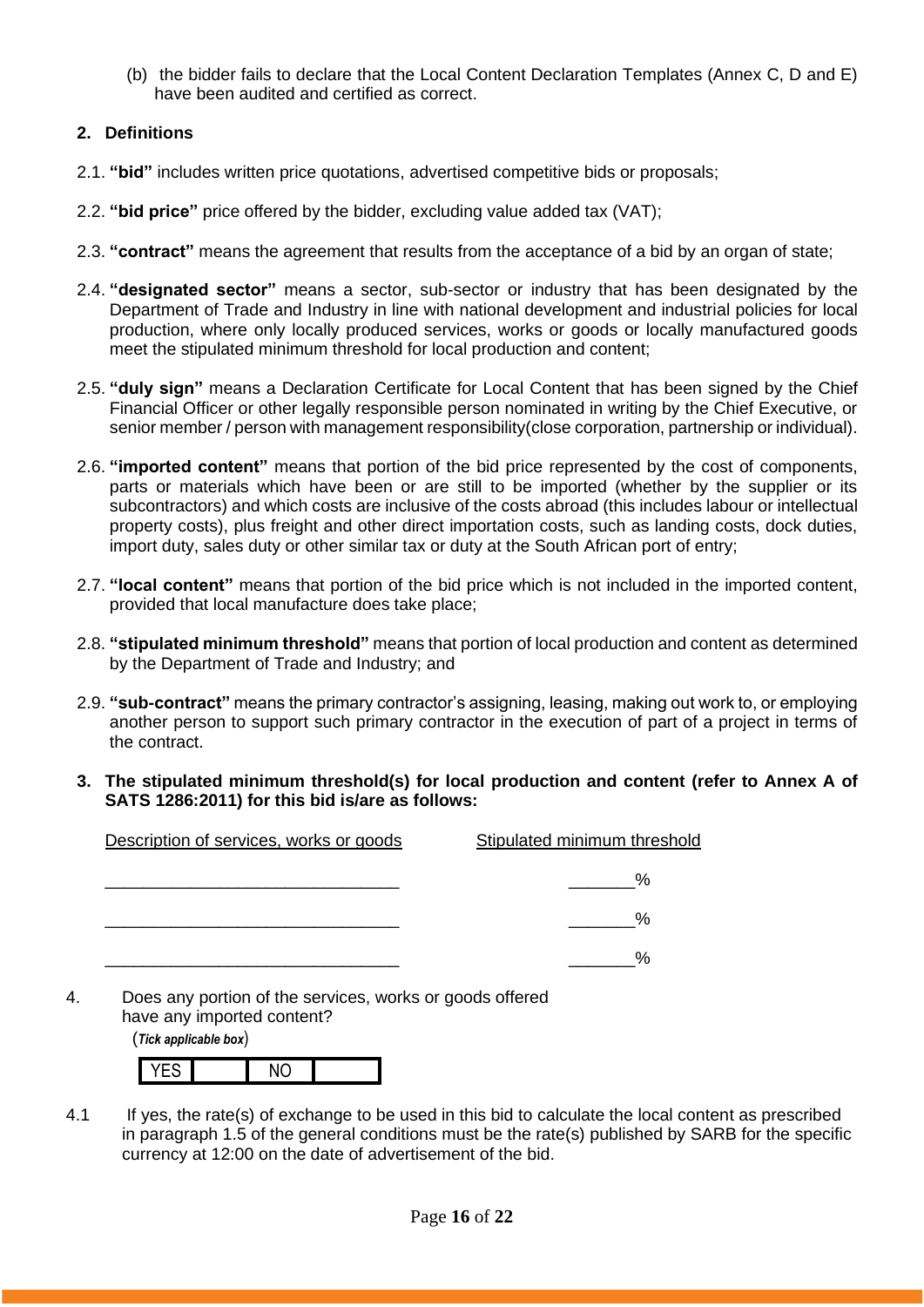(b) the bidder fails to declare that the Local Content Declaration Templates (Annex C, D and E) have been audited and certified as correct.

## 2. Definitions

2.1. **"bid"** includes written price quotations, advertised competitive bids or proposals;

2.2. **"bid price"** price offered by the bidder, excluding value added tax (VAT);

2.3. **"contract"** means the agreement that results from the acceptance of a bid by an organ of state;

2.4. **"designated sector"** means a sector, sub-sector or industry that has been designated by the Department of Trade and Industry in line with national development and industrial policies for local production, where only locally produced services, works or goods or locally manufactured goods meet the stipulated minimum threshold for local production and content;

2.5. **"duly sign"** means a Declaration Certificate for Local Content that has been signed by the Chief Financial Officer or other legally responsible person nominated in writing by the Chief Executive, or senior member / person with management responsibility(close corporation, partnership or individual).

2.6. **"imported content"** means that portion of the bid price represented by the cost of components, parts or materials which have been or are still to be imported (whether by the supplier or its subcontractors) and which costs are inclusive of the costs abroad (this includes labour or intellectual property costs), plus freight and other direct importation costs, such as landing costs, dock duties, import duty, sales duty or other similar tax or duty at the South African port of entry;

2.7. **"local content"** means that portion of the bid price which is not included in the imported content, provided that local manufacture does take place;

2.8. **"stipulated minimum threshold"** means that portion of local production and content as determined by the Department of Trade and Industry; and

2.9. **"sub-contract"** means the primary contractor's assigning, leasing, making out work to, or employing another person to support such primary contractor in the execution of part of a project in terms of the contract.

## 3. The stipulated minimum threshold(s) for local production and content (refer to Annex A of SATS 1286:2011) for this bid is/are as follows:

| Description of services, works or goods | Stipulated minimum threshold |
|---|---|
| _______________________________ | _______% |
| _______________________________ | _______% |
| _______________________________ | _______% |

4. Does any portion of the services, works or goods offered have any imported content?

(***Tick applicable box***)

| YES | | NO | |
|---|---|---|---|

4.1 If yes, the rate(s) of exchange to be used in this bid to calculate the local content as prescribed in paragraph 1.5 of the general conditions must be the rate(s) published by SARB for the specific currency at 12:00 on the date of advertisement of the bid.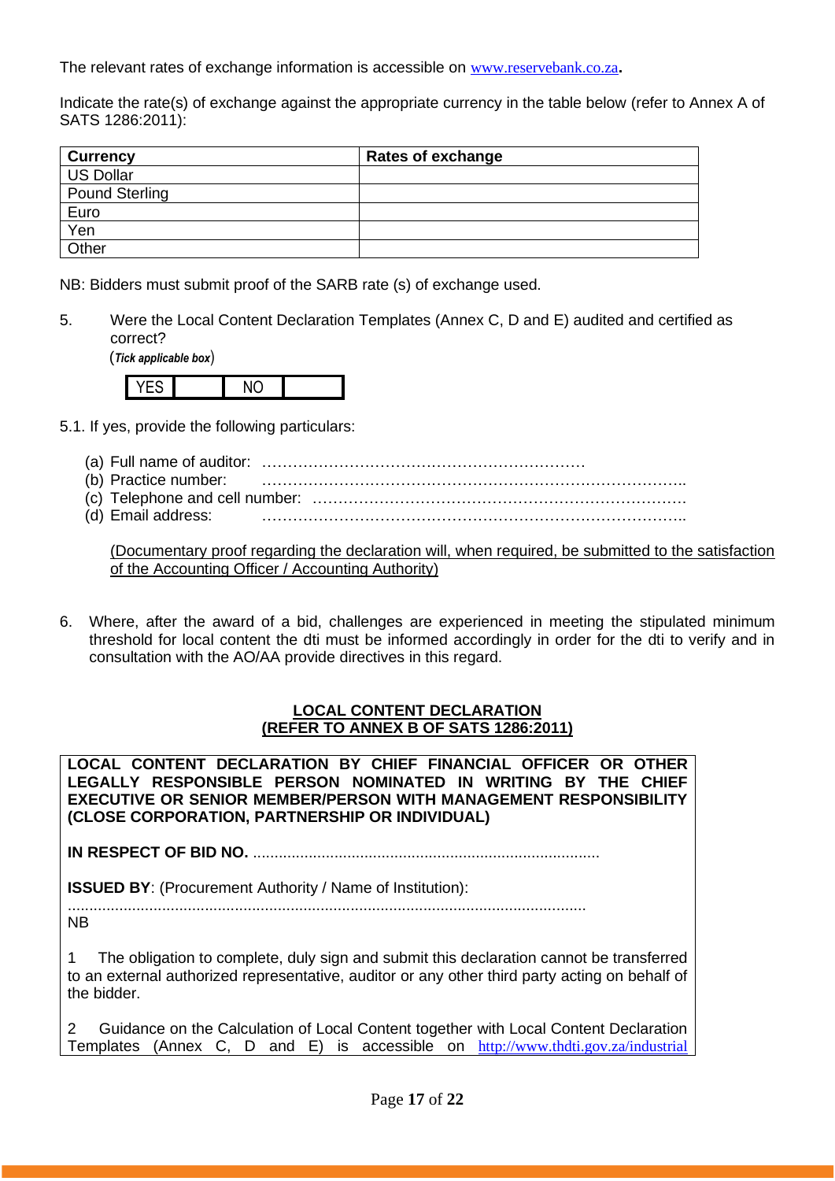The relevant rates of exchange information is accessible on www.reservebank.co.za.

Indicate the rate(s) of exchange against the appropriate currency in the table below (refer to Annex A of SATS 1286:2011):

| Currency | Rates of exchange |
|---|---|
| US Dollar | |
| Pound Sterling | |
| Euro | |
| Yen | |
| Other | |

NB: Bidders must submit proof of the SARB rate (s) of exchange used.

5. Were the Local Content Declaration Templates (Annex C, D and E) audited and certified as correct?

   (*Tick applicable box*)

   | YES | | NO | |
   |---|---|---|---|

5.1. If yes, provide the following particulars:

(a) Full name of auditor: ………………………………………………………
(b) Practice number: ………………………………………………………………………..
(c) Telephone and cell number: ……………………………………………………………….
(d) Email address: ………………………………………………………………………..

(Documentary proof regarding the declaration will, when required, be submitted to the satisfaction of the Accounting Officer / Accounting Authority)

6. Where, after the award of a bid, challenges are experienced in meeting the stipulated minimum threshold for local content the dti must be informed accordingly in order for the dti to verify and in consultation with the AO/AA provide directives in this regard.

**LOCAL CONTENT DECLARATION**
**(REFER TO ANNEX B OF SATS 1286:2011)**

**LOCAL CONTENT DECLARATION BY CHIEF FINANCIAL OFFICER OR OTHER LEGALLY RESPONSIBLE PERSON NOMINATED IN WRITING BY THE CHIEF EXECUTIVE OR SENIOR MEMBER/PERSON WITH MANAGEMENT RESPONSIBILITY (CLOSE CORPORATION, PARTNERSHIP OR INDIVIDUAL)**

**IN RESPECT OF BID NO.** .................................................................................

**ISSUED BY**: (Procurement Authority / Name of Institution):
.........................................................................................................................

NB

1 The obligation to complete, duly sign and submit this declaration cannot be transferred to an external authorized representative, auditor or any other third party acting on behalf of the bidder.

2 Guidance on the Calculation of Local Content together with Local Content Declaration Templates (Annex C, D and E) is accessible on http://www.thdti.gov.za/industrial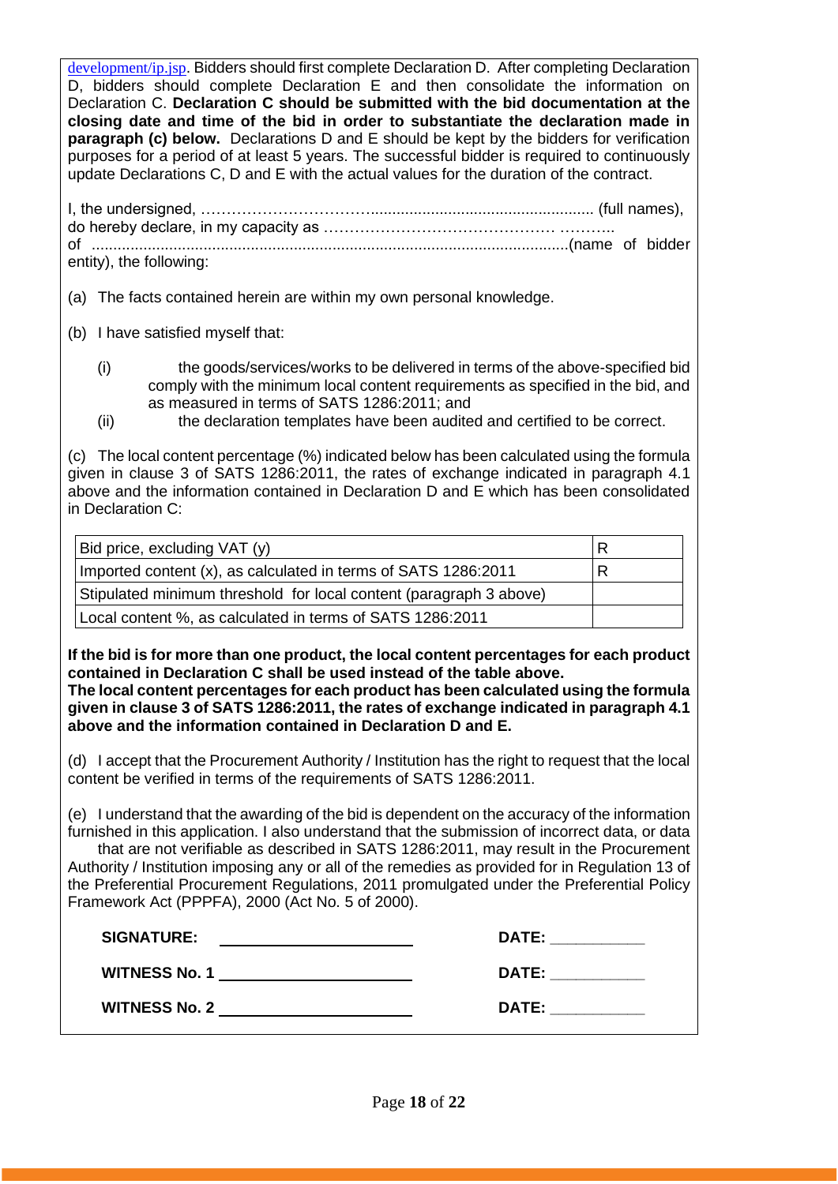development/ip.jsp. Bidders should first complete Declaration D. After completing Declaration D, bidders should complete Declaration E and then consolidate the information on Declaration C. **Declaration C should be submitted with the bid documentation at the closing date and time of the bid in order to substantiate the declaration made in paragraph (c) below.** Declarations D and E should be kept by the bidders for verification purposes for a period of at least 5 years. The successful bidder is required to continuously update Declarations C, D and E with the actual values for the duration of the contract.

I, the undersigned, …………………………….................................................... (full names), do hereby declare, in my capacity as …………………………………… ……….. of ..............................................................................................................(name of bidder entity), the following:

(a) The facts contained herein are within my own personal knowledge.

(b) I have satisfied myself that:

(i) the goods/services/works to be delivered in terms of the above-specified bid comply with the minimum local content requirements as specified in the bid, and as measured in terms of SATS 1286:2011; and

(ii) the declaration templates have been audited and certified to be correct.

(c) The local content percentage (%) indicated below has been calculated using the formula given in clause 3 of SATS 1286:2011, the rates of exchange indicated in paragraph 4.1 above and the information contained in Declaration D and E which has been consolidated in Declaration C:

| Bid price, excluding VAT (y) | R |
|---|---|
| Imported content (x), as calculated in terms of SATS 1286:2011 | R |
| Stipulated minimum threshold for local content (paragraph 3 above) | |
| Local content %, as calculated in terms of SATS 1286:2011 | |

**If the bid is for more than one product, the local content percentages for each product contained in Declaration C shall be used instead of the table above.**
**The local content percentages for each product has been calculated using the formula given in clause 3 of SATS 1286:2011, the rates of exchange indicated in paragraph 4.1 above and the information contained in Declaration D and E.**

(d) I accept that the Procurement Authority / Institution has the right to request that the local content be verified in terms of the requirements of SATS 1286:2011.

(e) I understand that the awarding of the bid is dependent on the accuracy of the information furnished in this application. I also understand that the submission of incorrect data, or data that are not verifiable as described in SATS 1286:2011, may result in the Procurement Authority / Institution imposing any or all of the remedies as provided for in Regulation 13 of the Preferential Procurement Regulations, 2011 promulgated under the Preferential Policy Framework Act (PPPFA), 2000 (Act No. 5 of 2000).

**SIGNATURE:** ______________________ **DATE:** ___________

**WITNESS No. 1** ______________________ **DATE:** ___________

**WITNESS No. 2** ______________________ **DATE:** ___________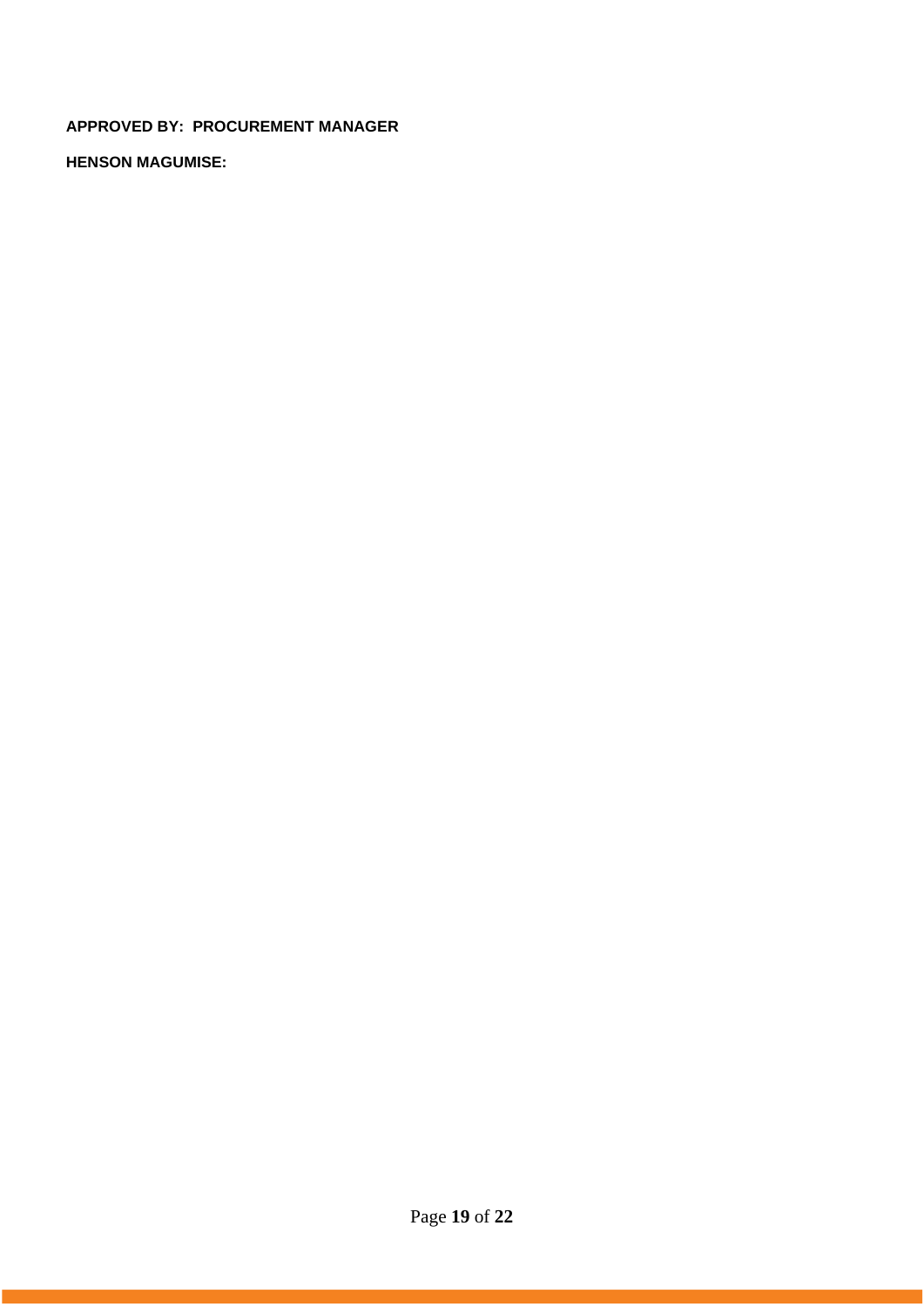**APPROVED BY: PROCUREMENT MANAGER**

**HENSON MAGUMISE:**